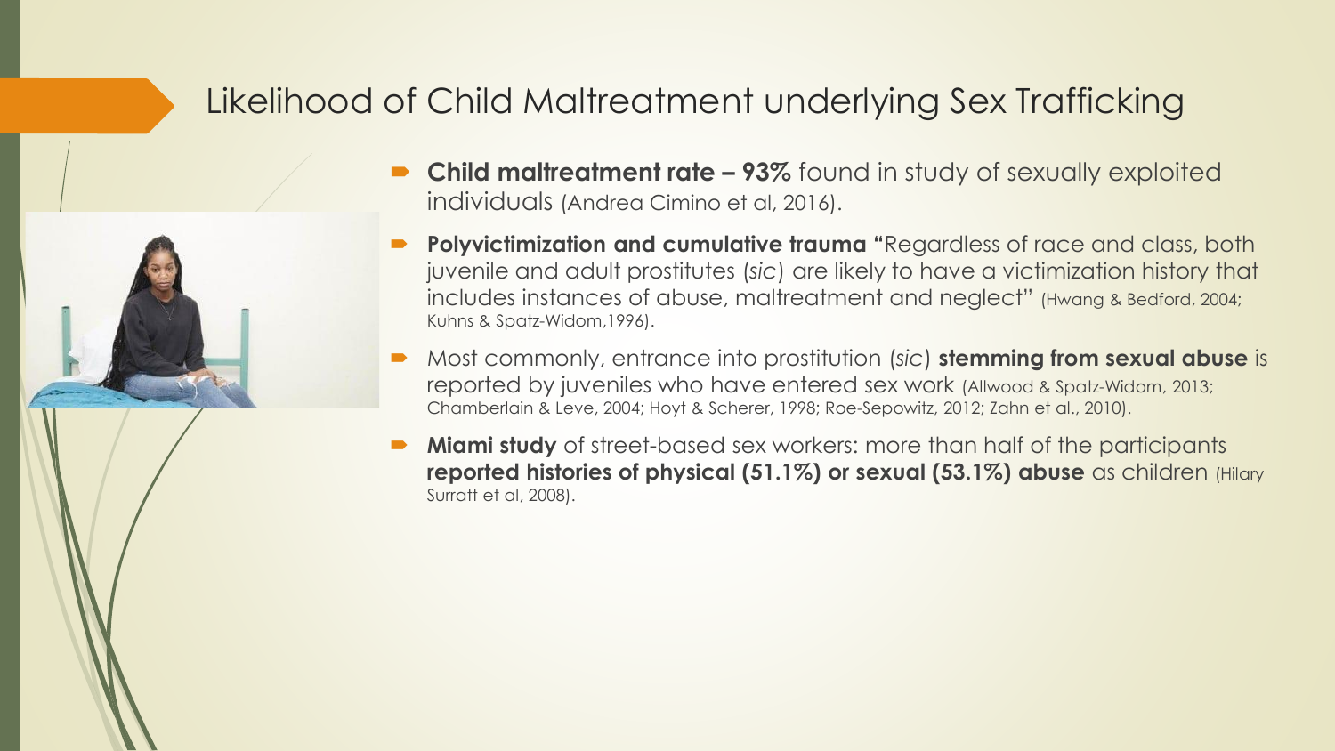# Likelihood of Child Maltreatment underlying Sex Trafficking

- **Child maltreatment rate – 93%** found in study of sexually exploited individuals (Andrea Cimino et al, 2016).
- **Polyvictimization and cumulative trauma** "Regardless of race and class, both juvenile and adult prostitutes (*sic*) are likely to have a victimization history that includes instances of abuse, maltreatment and neglect" (Hwang & Bedford, 2004; Kuhns & Spatz-Widom,1996).
- Most commonly, entrance into prostitution (*sic*) **stemming from sexual abuse** is reported by juveniles who have entered sex work (Allwood & Spatz-Widom, 2013; Chamberlain & Leve, 2004; Hoyt & Scherer, 1998; Roe-Sepowitz, 2012; Zahn et al., 2010).
- **Miami study** of street-based sex workers: more than half of the participants **reported histories of physical (51.1%) or sexual (53.1%) abuse** as children (Hilary Surratt et al, 2008).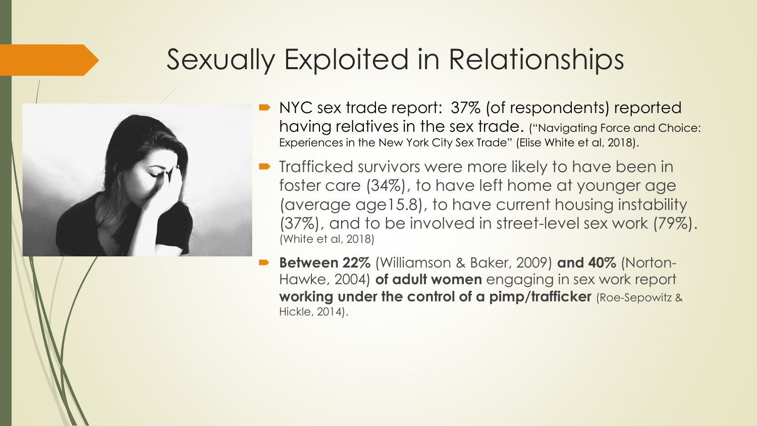# Sexually Exploited in Relationships

- NYC sex trade report: 37% (of respondents) reported having relatives in the sex trade. ("Navigating Force and Choice: Experiences in the New York City Sex Trade" (Elise White et al, 2018).
- Trafficked survivors were more likely to have been in foster care (34%), to have left home at younger age (average age15.8), to have current housing instability (37%), and to be involved in street-level sex work (79%). (White et al, 2018)
- **Between 22%** (Williamson & Baker, 2009) **and 40%** (Norton-Hawke, 2004) **of adult women** engaging in sex work report **working under the control of a pimp/trafficker** (Roe-Sepowitz & Hickle, 2014).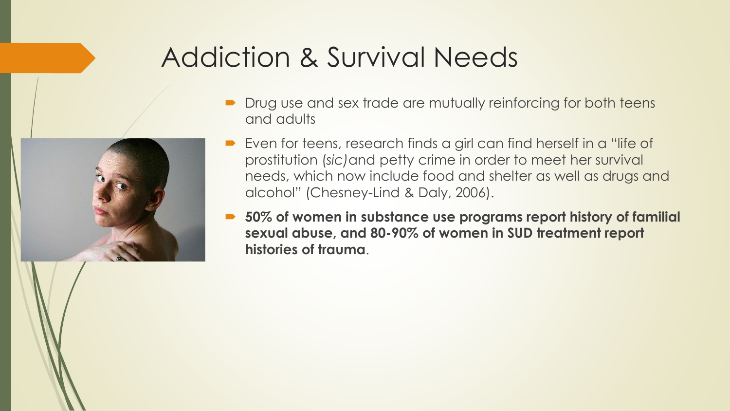# Addiction & Survival Needs

- Drug use and sex trade are mutually reinforcing for both teens and adults
- Even for teens, research finds a girl can find herself in a "life of prostitution (*sic)*and petty crime in order to meet her survival needs, which now include food and shelter as well as drugs and alcohol" (Chesney-Lind & Daly, 2006).
- **50% of women in substance use programs report history of familial sexual abuse, and 80-90% of women in SUD treatment report histories of trauma**.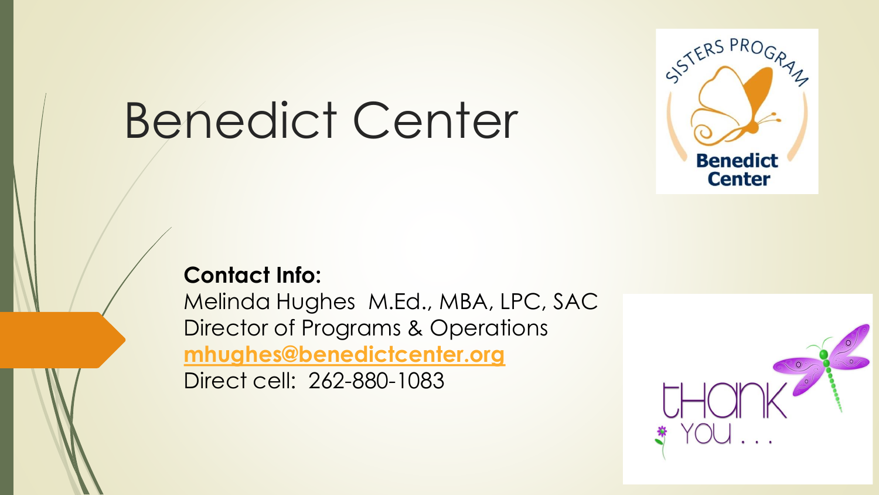# Benedict Center

**Contact Info:**
Melinda Hughes  M.Ed., MBA, LPC, SAC
Director of Programs & Operations
**mhughes@benedictcenter.org**
Direct cell:  262-880-1083